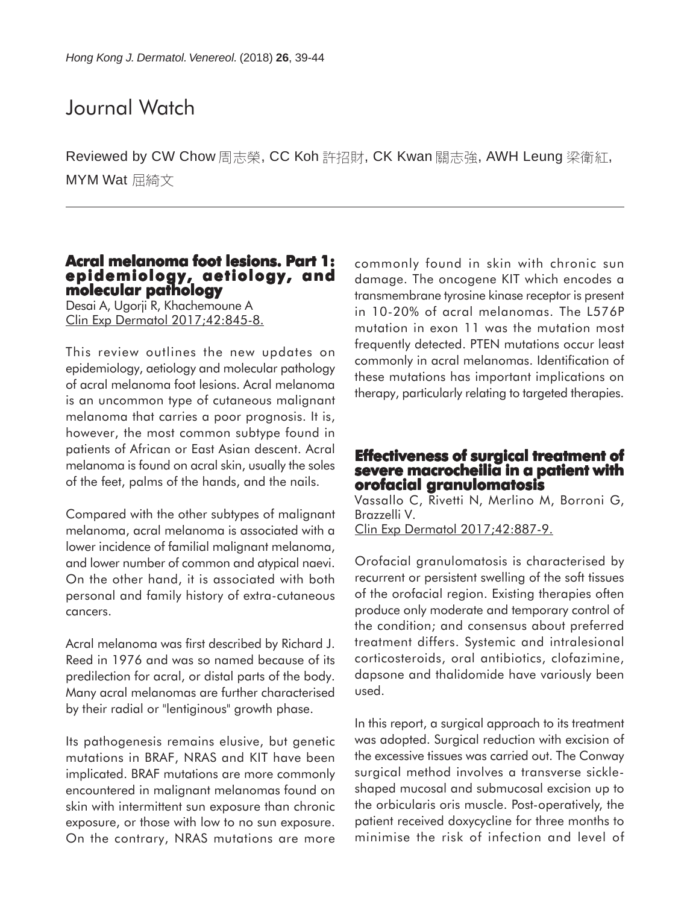# Journal Watch

Reviewed by CW Chow 周志榮, CC Koh 許招財, CK Kwan 關志強, AWH Leung 梁衛紅, MYM Wat 屈綺文

## Acral melanoma foot lesions. Part 1: epidemiology, aetiology, and molecular pathology

Desai A, Ugorji R, Khachemoune A
Clin Exp Dermatol 2017;42:845-8.

This review outlines the new updates on epidemiology, aetiology and molecular pathology of acral melanoma foot lesions. Acral melanoma is an uncommon type of cutaneous malignant melanoma that carries a poor prognosis. It is, however, the most common subtype found in patients of African or East Asian descent. Acral melanoma is found on acral skin, usually the soles of the feet, palms of the hands, and the nails.

Compared with the other subtypes of malignant melanoma, acral melanoma is associated with a lower incidence of familial malignant melanoma, and lower number of common and atypical naevi. On the other hand, it is associated with both personal and family history of extra-cutaneous cancers.

Acral melanoma was first described by Richard J. Reed in 1976 and was so named because of its predilection for acral, or distal parts of the body. Many acral melanomas are further characterised by their radial or "lentiginous" growth phase.

Its pathogenesis remains elusive, but genetic mutations in BRAF, NRAS and KIT have been implicated. BRAF mutations are more commonly encountered in malignant melanomas found on skin with intermittent sun exposure than chronic exposure, or those with low to no sun exposure. On the contrary, NRAS mutations are more commonly found in skin with chronic sun damage. The oncogene KIT which encodes a transmembrane tyrosine kinase receptor is present in 10-20% of acral melanomas. The L576P mutation in exon 11 was the mutation most frequently detected. PTEN mutations occur least commonly in acral melanomas. Identification of these mutations has important implications on therapy, particularly relating to targeted therapies.

## Effectiveness of surgical treatment of severe macrocheilia in a patient with orofacial granulomatosis

Vassallo C, Rivetti N, Merlino M, Borroni G, Brazzelli V.
Clin Exp Dermatol 2017;42:887-9.

Orofacial granulomatosis is characterised by recurrent or persistent swelling of the soft tissues of the orofacial region. Existing therapies often produce only moderate and temporary control of the condition; and consensus about preferred treatment differs. Systemic and intralesional corticosteroids, oral antibiotics, clofazimine, dapsone and thalidomide have variously been used.

In this report, a surgical approach to its treatment was adopted. Surgical reduction with excision of the excessive tissues was carried out. The Conway surgical method involves a transverse sickle-shaped mucosal and submucosal excision up to the orbicularis oris muscle. Post-operatively, the patient received doxycycline for three months to minimise the risk of infection and level of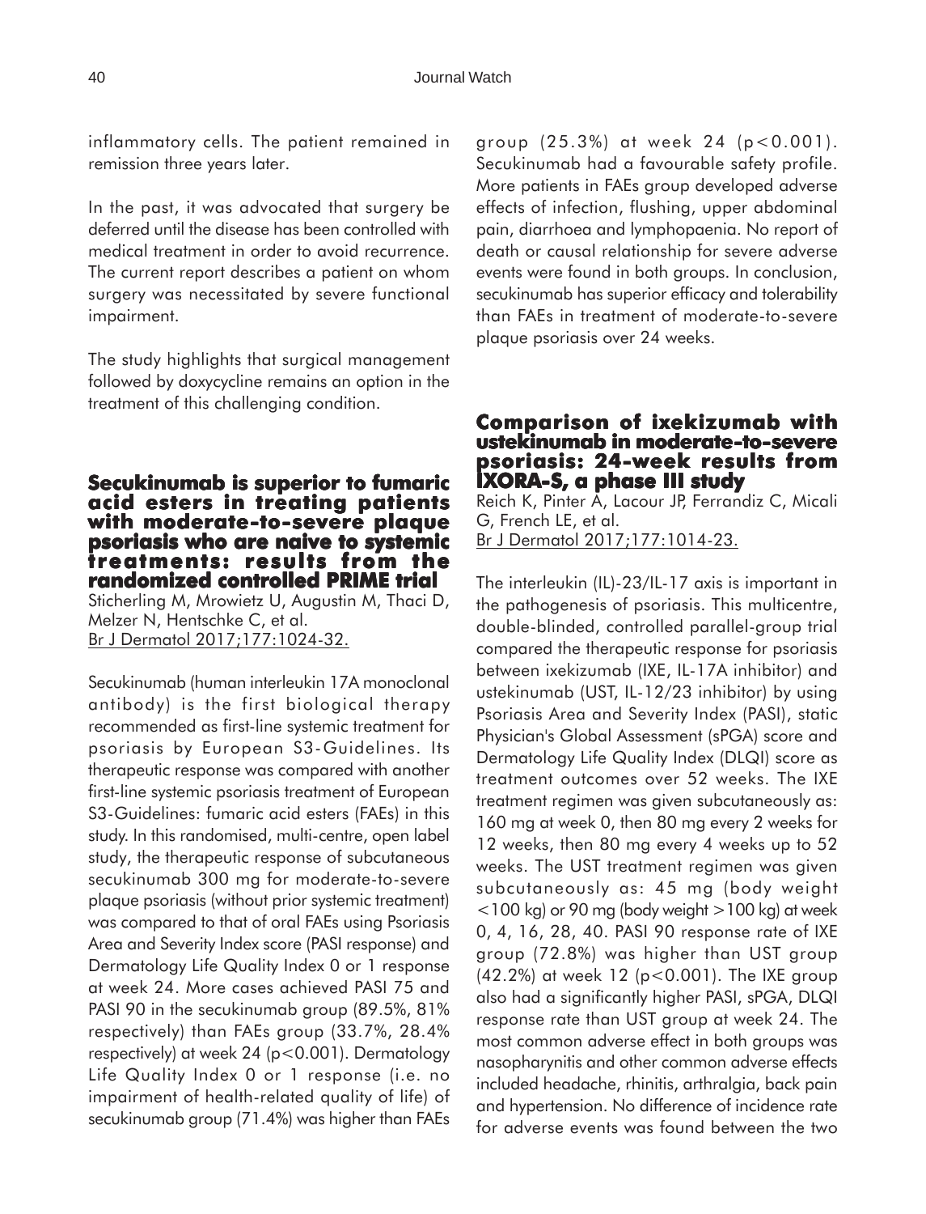inflammatory cells. The patient remained in remission three years later.

In the past, it was advocated that surgery be deferred until the disease has been controlled with medical treatment in order to avoid recurrence. The current report describes a patient on whom surgery was necessitated by severe functional impairment.

The study highlights that surgical management followed by doxycycline remains an option in the treatment of this challenging condition.

## Secukinumab is superior to fumaric acid esters in treating patients with moderate-to-severe plaque psoriasis who are naive to systemic treatments: results from the randomized controlled PRIME trial

Sticherling M, Mrowietz U, Augustin M, Thaci D, Melzer N, Hentschke C, et al.
Br J Dermatol 2017;177:1024-32.

Secukinumab (human interleukin 17A monoclonal antibody) is the first biological therapy recommended as first-line systemic treatment for psoriasis by European S3-Guidelines. Its therapeutic response was compared with another first-line systemic psoriasis treatment of European S3-Guidelines: fumaric acid esters (FAEs) in this study. In this randomised, multi-centre, open label study, the therapeutic response of subcutaneous secukinumab 300 mg for moderate-to-severe plaque psoriasis (without prior systemic treatment) was compared to that of oral FAEs using Psoriasis Area and Severity Index score (PASI response) and Dermatology Life Quality Index 0 or 1 response at week 24. More cases achieved PASI 75 and PASI 90 in the secukinumab group (89.5%, 81% respectively) than FAEs group (33.7%, 28.4% respectively) at week 24 ($p<0.001$). Dermatology Life Quality Index 0 or 1 response (i.e. no impairment of health-related quality of life) of secukinumab group (71.4%) was higher than FAEs group (25.3%) at week 24 ($p<0.001$). Secukinumab had a favourable safety profile. More patients in FAEs group developed adverse effects of infection, flushing, upper abdominal pain, diarrhoea and lymphopaenia. No report of death or causal relationship for severe adverse events were found in both groups. In conclusion, secukinumab has superior efficacy and tolerability than FAEs in treatment of moderate-to-severe plaque psoriasis over 24 weeks.

## Comparison of ixekizumab with ustekinumab in moderate-to-severe psoriasis: 24-week results from IXORA-S, a phase III study

Reich K, Pinter A, Lacour JP, Ferrandiz C, Micali G, French LE, et al.
Br J Dermatol 2017;177:1014-23.

The interleukin (IL)-23/IL-17 axis is important in the pathogenesis of psoriasis. This multicentre, double-blinded, controlled parallel-group trial compared the therapeutic response for psoriasis between ixekizumab (IXE, IL-17A inhibitor) and ustekinumab (UST, IL-12/23 inhibitor) by using Psoriasis Area and Severity Index (PASI), static Physician's Global Assessment (sPGA) score and Dermatology Life Quality Index (DLQI) score as treatment outcomes over 52 weeks. The IXE treatment regimen was given subcutaneously as: 160 mg at week 0, then 80 mg every 2 weeks for 12 weeks, then 80 mg every 4 weeks up to 52 weeks. The UST treatment regimen was given subcutaneously as: 45 mg (body weight $<100$ kg) or 90 mg (body weight $>100$ kg) at week 0, 4, 16, 28, 40. PASI 90 response rate of IXE group (72.8%) was higher than UST group (42.2%) at week 12 ($p<0.001$). The IXE group also had a significantly higher PASI, sPGA, DLQI response rate than UST group at week 24. The most common adverse effect in both groups was nasopharynitis and other common adverse effects included headache, rhinitis, arthralgia, back pain and hypertension. No difference of incidence rate for adverse events was found between the two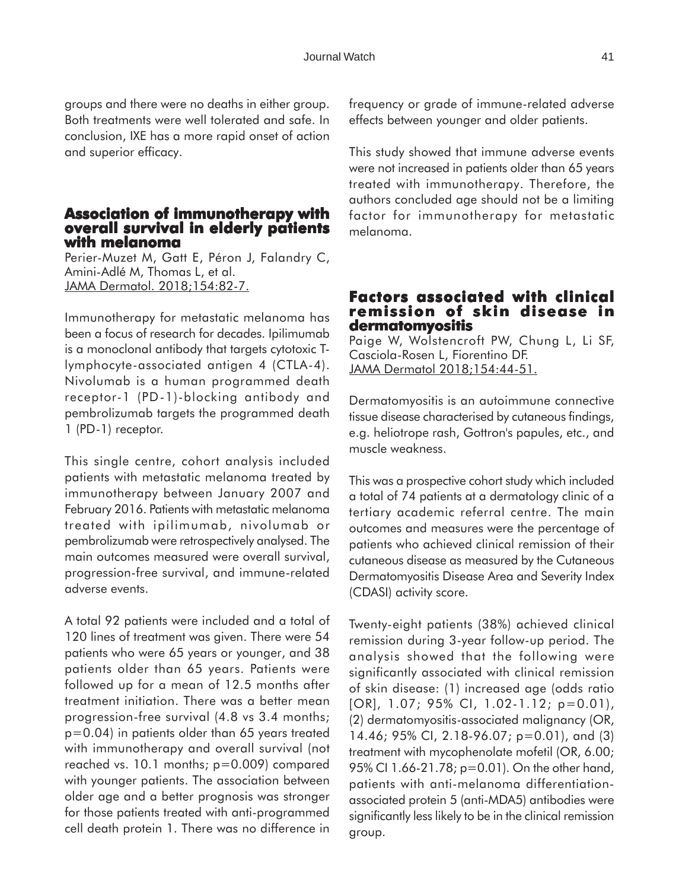groups and there were no deaths in either group. Both treatments were well tolerated and safe. In conclusion, IXE has a more rapid onset of action and superior efficacy.

## Association of immunotherapy with overall survival in elderly patients with melanoma

Perier-Muzet M, Gatt E, Péron J, Falandry C, Amini-Adlé M, Thomas L, et al.
JAMA Dermatol. 2018;154:82-7.

Immunotherapy for metastatic melanoma has been a focus of research for decades. Ipilimumab is a monoclonal antibody that targets cytotoxic T-lymphocyte-associated antigen 4 (CTLA-4). Nivolumab is a human programmed death receptor-1 (PD-1)-blocking antibody and pembrolizumab targets the programmed death 1 (PD-1) receptor.

This single centre, cohort analysis included patients with metastatic melanoma treated by immunotherapy between January 2007 and February 2016. Patients with metastatic melanoma treated with ipilimumab, nivolumab or pembrolizumab were retrospectively analysed. The main outcomes measured were overall survival, progression-free survival, and immune-related adverse events.

A total 92 patients were included and a total of 120 lines of treatment was given. There were 54 patients who were 65 years or younger, and 38 patients older than 65 years. Patients were followed up for a mean of 12.5 months after treatment initiation. There was a better mean progression-free survival (4.8 vs 3.4 months; $p=0.04$) in patients older than 65 years treated with immunotherapy and overall survival (not reached vs. 10.1 months; $p=0.009$) compared with younger patients. The association between older age and a better prognosis was stronger for those patients treated with anti-programmed cell death protein 1. There was no difference in frequency or grade of immune-related adverse effects between younger and older patients.

This study showed that immune adverse events were not increased in patients older than 65 years treated with immunotherapy. Therefore, the authors concluded age should not be a limiting factor for immunotherapy for metastatic melanoma.

## Factors associated with clinical remission of skin disease in dermatomyositis

Paige W, Wolstencroft PW, Chung L, Li SF, Casciola-Rosen L, Fiorentino DF.
JAMA Dermatol 2018;154:44-51.

Dermatomyositis is an autoimmune connective tissue disease characterised by cutaneous findings, e.g. heliotrope rash, Gottron's papules, etc., and muscle weakness.

This was a prospective cohort study which included a total of 74 patients at a dermatology clinic of a tertiary academic referral centre. The main outcomes and measures were the percentage of patients who achieved clinical remission of their cutaneous disease as measured by the Cutaneous Dermatomyositis Disease Area and Severity Index (CDASI) activity score.

Twenty-eight patients (38%) achieved clinical remission during 3-year follow-up period. The analysis showed that the following were significantly associated with clinical remission of skin disease: (1) increased age (odds ratio [OR], 1.07; 95% CI, 1.02-1.12; $p=0.01$), (2) dermatomyositis-associated malignancy (OR, 14.46; 95% CI, 2.18-96.07; $p=0.01$), and (3) treatment with mycophenolate mofetil (OR, 6.00; 95% CI 1.66-21.78; $p=0.01$). On the other hand, patients with anti-melanoma differentiation-associated protein 5 (anti-MDA5) antibodies were significantly less likely to be in the clinical remission group.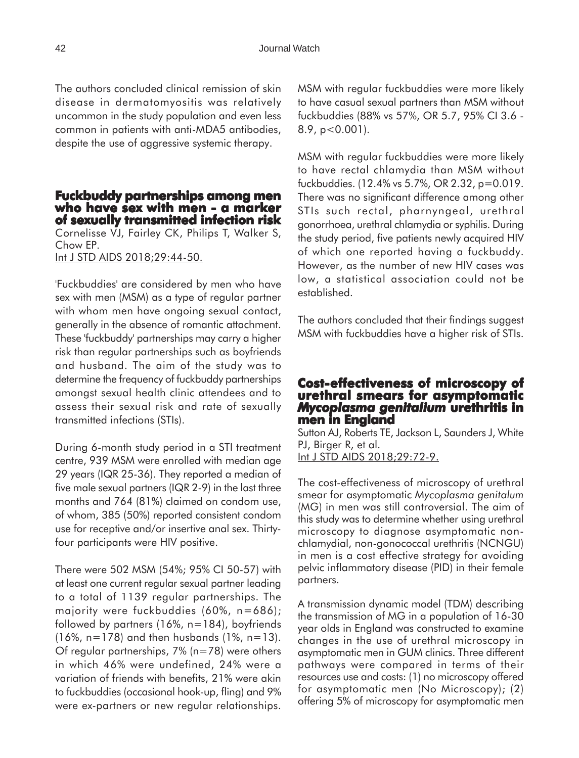The authors concluded clinical remission of skin disease in dermatomyositis was relatively uncommon in the study population and even less common in patients with anti-MDA5 antibodies, despite the use of aggressive systemic therapy.

## Fuckbuddy partnerships among men who have sex with men - a marker of sexually transmitted infection risk

Cornelisse VJ, Fairley CK, Philips T, Walker S, Chow EP.
Int J STD AIDS 2018;29:44-50.

'Fuckbuddies' are considered by men who have sex with men (MSM) as a type of regular partner with whom men have ongoing sexual contact, generally in the absence of romantic attachment. These 'fuckbuddy' partnerships may carry a higher risk than regular partnerships such as boyfriends and husband. The aim of the study was to determine the frequency of fuckbuddy partnerships amongst sexual health clinic attendees and to assess their sexual risk and rate of sexually transmitted infections (STIs).

During 6-month study period in a STI treatment centre, 939 MSM were enrolled with median age 29 years (IQR 25-36). They reported a median of five male sexual partners (IQR 2-9) in the last three months and 764 (81%) claimed on condom use, of whom, 385 (50%) reported consistent condom use for receptive and/or insertive anal sex. Thirty-four participants were HIV positive.

There were 502 MSM (54%; 95% CI 50-57) with at least one current regular sexual partner leading to a total of 1139 regular partnerships. The majority were fuckbuddies (60%, n=686); followed by partners (16%, n=184), boyfriends (16%, n=178) and then husbands (1%, n=13). Of regular partnerships, 7% (n=78) were others in which 46% were undefined, 24% were a variation of friends with benefits, 21% were akin to fuckbuddies (occasional hook-up, fling) and 9% were ex-partners or new regular relationships. MSM with regular fuckbuddies were more likely to have casual sexual partners than MSM without fuckbuddies (88% vs 57%, OR 5.7, 95% CI 3.6 - 8.9, $p<0.001$).

MSM with regular fuckbuddies were more likely to have rectal chlamydia than MSM without fuckbuddies. (12.4% vs 5.7%, OR 2.32, $p=0.019$. There was no significant difference among other STIs such rectal, pharnyngeal, urethral gonorrhoea, urethral chlamydia or syphilis. During the study period, five patients newly acquired HIV of which one reported having a fuckbuddy. However, as the number of new HIV cases was low, a statistical association could not be established.

The authors concluded that their findings suggest MSM with fuckbuddies have a higher risk of STIs.

## Cost-effectiveness of microscopy of urethral smears for asymptomatic *Mycoplasma genitalium* urethritis in men in England

Sutton AJ, Roberts TE, Jackson L, Saunders J, White PJ, Birger R, et al.
Int J STD AIDS 2018;29:72-9.

The cost-effectiveness of microscopy of urethral smear for asymptomatic *Mycoplasma genitalum* (MG) in men was still controversial. The aim of this study was to determine whether using urethral microscopy to diagnose asymptomatic non-chlamydial, non-gonococcal urethritis (NCNGU) in men is a cost effective strategy for avoiding pelvic inflammatory disease (PID) in their female partners.

A transmission dynamic model (TDM) describing the transmission of MG in a population of 16-30 year olds in England was constructed to examine changes in the use of urethral microscopy in asymptomatic men in GUM clinics. Three different pathways were compared in terms of their resources use and costs: (1) no microscopy offered for asymptomatic men (No Microscopy); (2) offering 5% of microscopy for asymptomatic men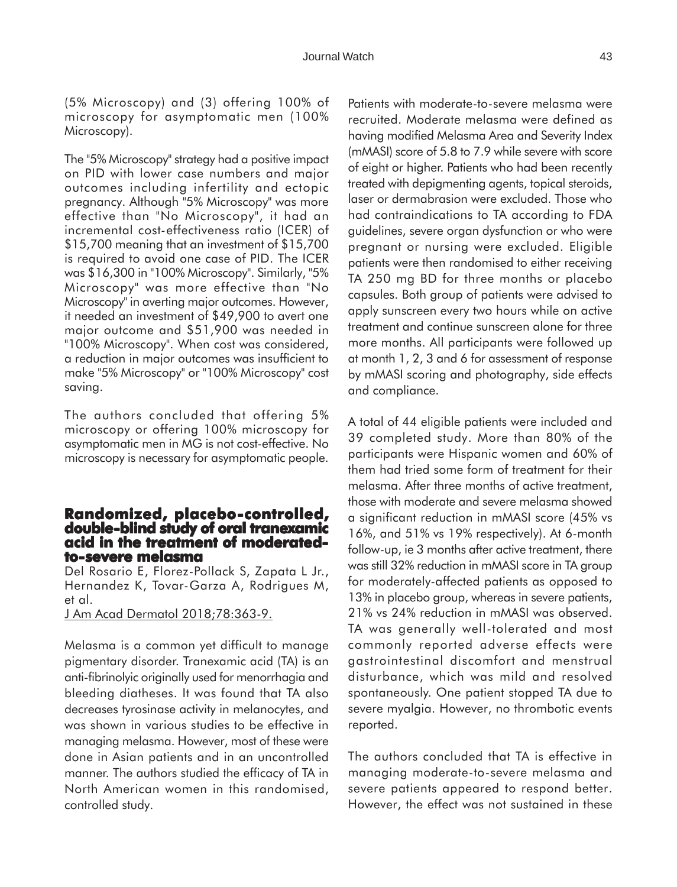(5% Microscopy) and (3) offering 100% of microscopy for asymptomatic men (100% Microscopy).

The "5% Microscopy" strategy had a positive impact on PID with lower case numbers and major outcomes including infertility and ectopic pregnancy. Although "5% Microscopy" was more effective than "No Microscopy", it had an incremental cost-effectiveness ratio (ICER) of $15,700 meaning that an investment of $15,700 is required to avoid one case of PID. The ICER was $16,300 in "100% Microscopy". Similarly, "5% Microscopy" was more effective than "No Microscopy" in averting major outcomes. However, it needed an investment of $49,900 to avert one major outcome and $51,900 was needed in "100% Microscopy". When cost was considered, a reduction in major outcomes was insufficient to make "5% Microscopy" or "100% Microscopy" cost saving.

The authors concluded that offering 5% microscopy or offering 100% microscopy for asymptomatic men in MG is not cost-effective. No microscopy is necessary for asymptomatic people.

## Randomized, placebo-controlled, double-blind study of oral tranexamic acid in the treatment of moderated-to-severe melasma

Del Rosario E, Florez-Pollack S, Zapata L Jr., Hernandez K, Tovar-Garza A, Rodrigues M, et al.

J Am Acad Dermatol 2018;78:363-9.

Melasma is a common yet difficult to manage pigmentary disorder. Tranexamic acid (TA) is an anti-fibrinolyic originally used for menorrhagia and bleeding diatheses. It was found that TA also decreases tyrosinase activity in melanocytes, and was shown in various studies to be effective in managing melasma. However, most of these were done in Asian patients and in an uncontrolled manner. The authors studied the efficacy of TA in North American women in this randomised, controlled study.

Patients with moderate-to-severe melasma were recruited. Moderate melasma were defined as having modified Melasma Area and Severity Index (mMASI) score of 5.8 to 7.9 while severe with score of eight or higher. Patients who had been recently treated with depigmenting agents, topical steroids, laser or dermabrasion were excluded. Those who had contraindications to TA according to FDA guidelines, severe organ dysfunction or who were pregnant or nursing were excluded. Eligible patients were then randomised to either receiving TA 250 mg BD for three months or placebo capsules. Both group of patients were advised to apply sunscreen every two hours while on active treatment and continue sunscreen alone for three more months. All participants were followed up at month 1, 2, 3 and 6 for assessment of response by mMASI scoring and photography, side effects and compliance.

A total of 44 eligible patients were included and 39 completed study. More than 80% of the participants were Hispanic women and 60% of them had tried some form of treatment for their melasma. After three months of active treatment, those with moderate and severe melasma showed a significant reduction in mMASI score (45% vs 16%, and 51% vs 19% respectively). At 6-month follow-up, ie 3 months after active treatment, there was still 32% reduction in mMASI score in TA group for moderately-affected patients as opposed to 13% in placebo group, whereas in severe patients, 21% vs 24% reduction in mMASI was observed. TA was generally well-tolerated and most commonly reported adverse effects were gastrointestinal discomfort and menstrual disturbance, which was mild and resolved spontaneously. One patient stopped TA due to severe myalgia. However, no thrombotic events reported.

The authors concluded that TA is effective in managing moderate-to-severe melasma and severe patients appeared to respond better. However, the effect was not sustained in these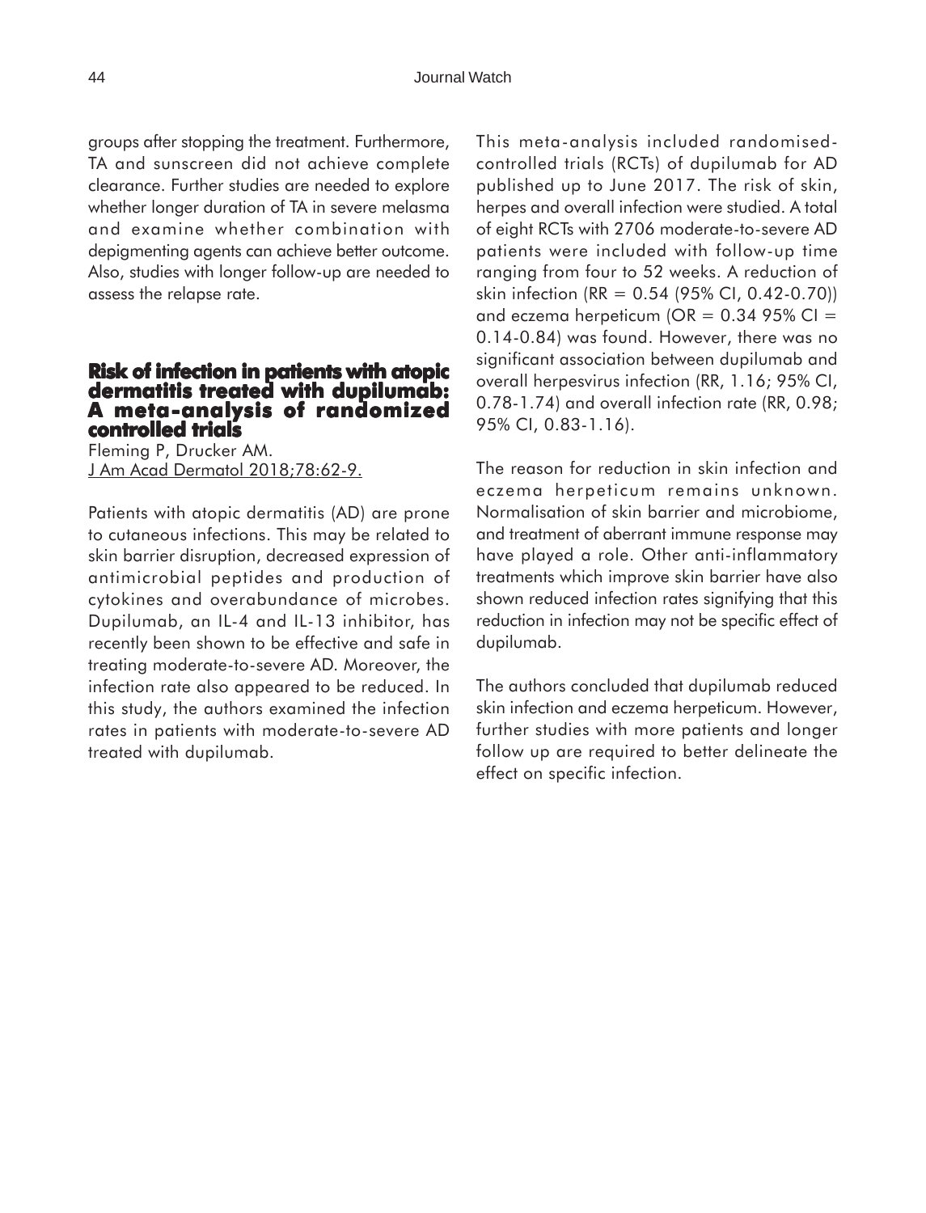groups after stopping the treatment. Furthermore, TA and sunscreen did not achieve complete clearance. Further studies are needed to explore whether longer duration of TA in severe melasma and examine whether combination with depigmenting agents can achieve better outcome. Also, studies with longer follow-up are needed to assess the relapse rate.

## Risk of infection in patients with atopic dermatitis treated with dupilumab: A meta-analysis of randomized controlled trials

Fleming P, Drucker AM.
J Am Acad Dermatol 2018;78:62-9.

Patients with atopic dermatitis (AD) are prone to cutaneous infections. This may be related to skin barrier disruption, decreased expression of antimicrobial peptides and production of cytokines and overabundance of microbes. Dupilumab, an IL-4 and IL-13 inhibitor, has recently been shown to be effective and safe in treating moderate-to-severe AD. Moreover, the infection rate also appeared to be reduced. In this study, the authors examined the infection rates in patients with moderate-to-severe AD treated with dupilumab.

This meta-analysis included randomised-controlled trials (RCTs) of dupilumab for AD published up to June 2017. The risk of skin, herpes and overall infection were studied. A total of eight RCTs with 2706 moderate-to-severe AD patients were included with follow-up time ranging from four to 52 weeks. A reduction of skin infection (RR = 0.54 (95% CI, 0.42-0.70)) and eczema herpeticum (OR = 0.34 95% CI = 0.14-0.84) was found. However, there was no significant association between dupilumab and overall herpesvirus infection (RR, 1.16; 95% CI, 0.78-1.74) and overall infection rate (RR, 0.98; 95% CI, 0.83-1.16).

The reason for reduction in skin infection and eczema herpeticum remains unknown. Normalisation of skin barrier and microbiome, and treatment of aberrant immune response may have played a role. Other anti-inflammatory treatments which improve skin barrier have also shown reduced infection rates signifying that this reduction in infection may not be specific effect of dupilumab.

The authors concluded that dupilumab reduced skin infection and eczema herpeticum. However, further studies with more patients and longer follow up are required to better delineate the effect on specific infection.